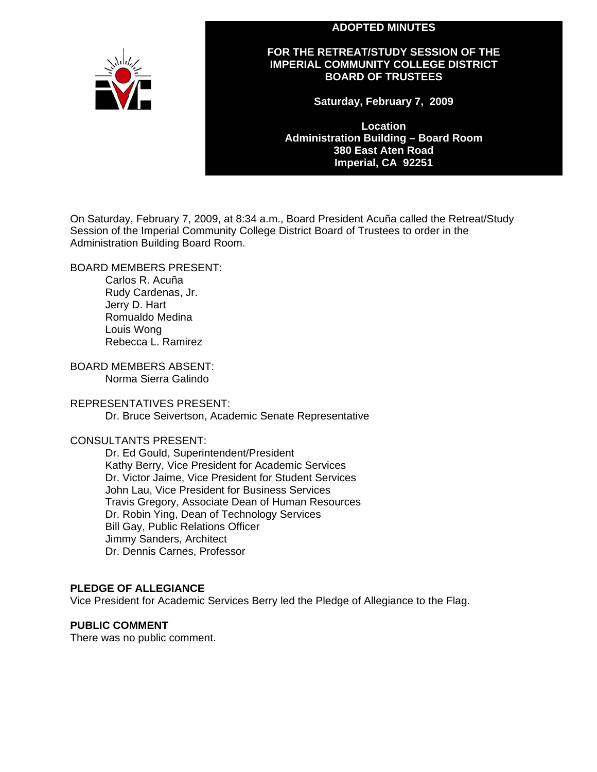# ADOPTED MINUTES

## FOR THE RETREAT/STUDY SESSION OF THE IMPERIAL COMMUNITY COLLEGE DISTRICT BOARD OF TRUSTEES

**Saturday, February 7, 2009**

**Location**
**Administration Building – Board Room**
**380 East Aten Road**
**Imperial, CA 92251**

On Saturday, February 7, 2009, at 8:34 a.m., Board President Acuña called the Retreat/Study Session of the Imperial Community College District Board of Trustees to order in the Administration Building Board Room.

BOARD MEMBERS PRESENT:
- Carlos R. Acuña
- Rudy Cardenas, Jr.
- Jerry D. Hart
- Romualdo Medina
- Louis Wong
- Rebecca L. Ramirez

BOARD MEMBERS ABSENT:
- Norma Sierra Galindo

REPRESENTATIVES PRESENT:
- Dr. Bruce Seivertson, Academic Senate Representative

CONSULTANTS PRESENT:
- Dr. Ed Gould, Superintendent/President
- Kathy Berry, Vice President for Academic Services
- Dr. Victor Jaime, Vice President for Student Services
- John Lau, Vice President for Business Services
- Travis Gregory, Associate Dean of Human Resources
- Dr. Robin Ying, Dean of Technology Services
- Bill Gay, Public Relations Officer
- Jimmy Sanders, Architect
- Dr. Dennis Carnes, Professor

**PLEDGE OF ALLEGIANCE**

Vice President for Academic Services Berry led the Pledge of Allegiance to the Flag.

**PUBLIC COMMENT**

There was no public comment.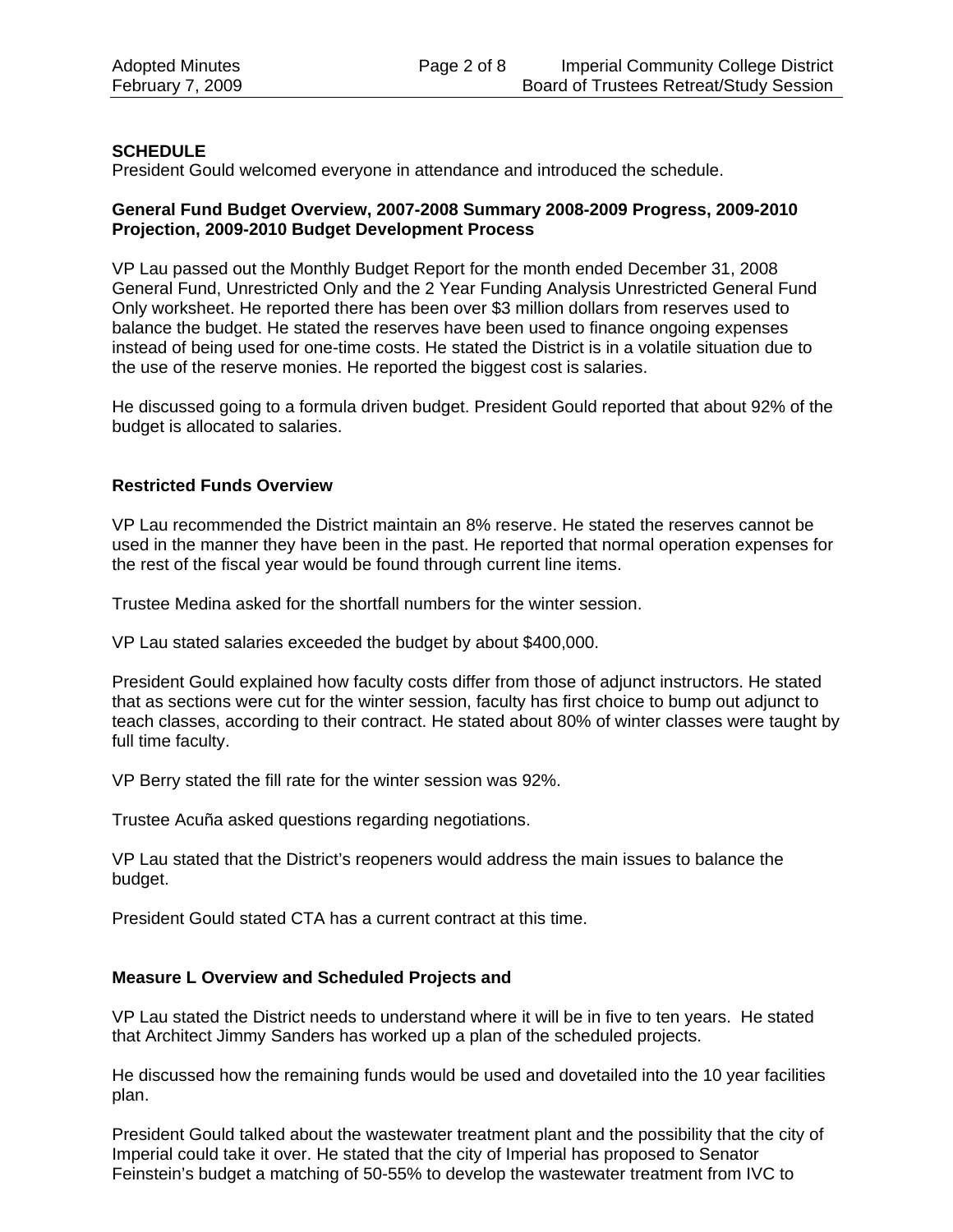**SCHEDULE**

President Gould welcomed everyone in attendance and introduced the schedule.

**General Fund Budget Overview, 2007-2008 Summary 2008-2009 Progress, 2009-2010 Projection, 2009-2010 Budget Development Process**

VP Lau passed out the Monthly Budget Report for the month ended December 31, 2008 General Fund, Unrestricted Only and the 2 Year Funding Analysis Unrestricted General Fund Only worksheet. He reported there has been over $3 million dollars from reserves used to balance the budget. He stated the reserves have been used to finance ongoing expenses instead of being used for one-time costs. He stated the District is in a volatile situation due to the use of the reserve monies. He reported the biggest cost is salaries.

He discussed going to a formula driven budget. President Gould reported that about 92% of the budget is allocated to salaries.

**Restricted Funds Overview**

VP Lau recommended the District maintain an 8% reserve. He stated the reserves cannot be used in the manner they have been in the past. He reported that normal operation expenses for the rest of the fiscal year would be found through current line items.

Trustee Medina asked for the shortfall numbers for the winter session.

VP Lau stated salaries exceeded the budget by about $400,000.

President Gould explained how faculty costs differ from those of adjunct instructors. He stated that as sections were cut for the winter session, faculty has first choice to bump out adjunct to teach classes, according to their contract. He stated about 80% of winter classes were taught by full time faculty.

VP Berry stated the fill rate for the winter session was 92%.

Trustee Acuña asked questions regarding negotiations.

VP Lau stated that the District's reopeners would address the main issues to balance the budget.

President Gould stated CTA has a current contract at this time.

**Measure L Overview and Scheduled Projects and**

VP Lau stated the District needs to understand where it will be in five to ten years. He stated that Architect Jimmy Sanders has worked up a plan of the scheduled projects.

He discussed how the remaining funds would be used and dovetailed into the 10 year facilities plan.

President Gould talked about the wastewater treatment plant and the possibility that the city of Imperial could take it over. He stated that the city of Imperial has proposed to Senator Feinstein's budget a matching of 50-55% to develop the wastewater treatment from IVC to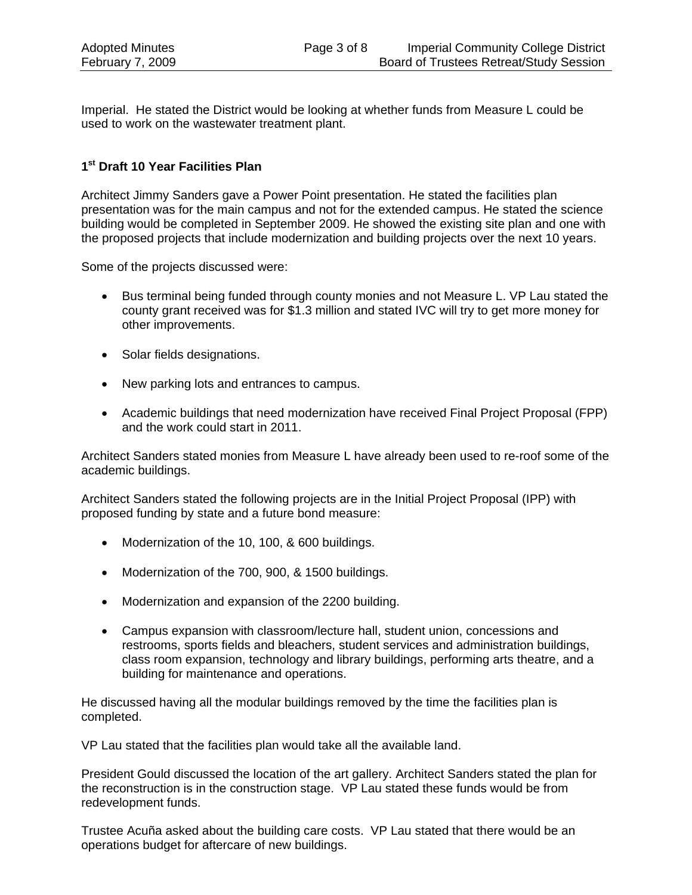Imperial. He stated the District would be looking at whether funds from Measure L could be used to work on the wastewater treatment plant.

### 1st Draft 10 Year Facilities Plan

Architect Jimmy Sanders gave a Power Point presentation. He stated the facilities plan presentation was for the main campus and not for the extended campus. He stated the science building would be completed in September 2009. He showed the existing site plan and one with the proposed projects that include modernization and building projects over the next 10 years.

Some of the projects discussed were:

- Bus terminal being funded through county monies and not Measure L. VP Lau stated the county grant received was for $1.3 million and stated IVC will try to get more money for other improvements.
- Solar fields designations.
- New parking lots and entrances to campus.
- Academic buildings that need modernization have received Final Project Proposal (FPP) and the work could start in 2011.

Architect Sanders stated monies from Measure L have already been used to re-roof some of the academic buildings.

Architect Sanders stated the following projects are in the Initial Project Proposal (IPP) with proposed funding by state and a future bond measure:

- Modernization of the 10, 100, & 600 buildings.
- Modernization of the 700, 900, & 1500 buildings.
- Modernization and expansion of the 2200 building.
- Campus expansion with classroom/lecture hall, student union, concessions and restrooms, sports fields and bleachers, student services and administration buildings, class room expansion, technology and library buildings, performing arts theatre, and a building for maintenance and operations.

He discussed having all the modular buildings removed by the time the facilities plan is completed.

VP Lau stated that the facilities plan would take all the available land.

President Gould discussed the location of the art gallery. Architect Sanders stated the plan for the reconstruction is in the construction stage. VP Lau stated these funds would be from redevelopment funds.

Trustee Acuña asked about the building care costs. VP Lau stated that there would be an operations budget for aftercare of new buildings.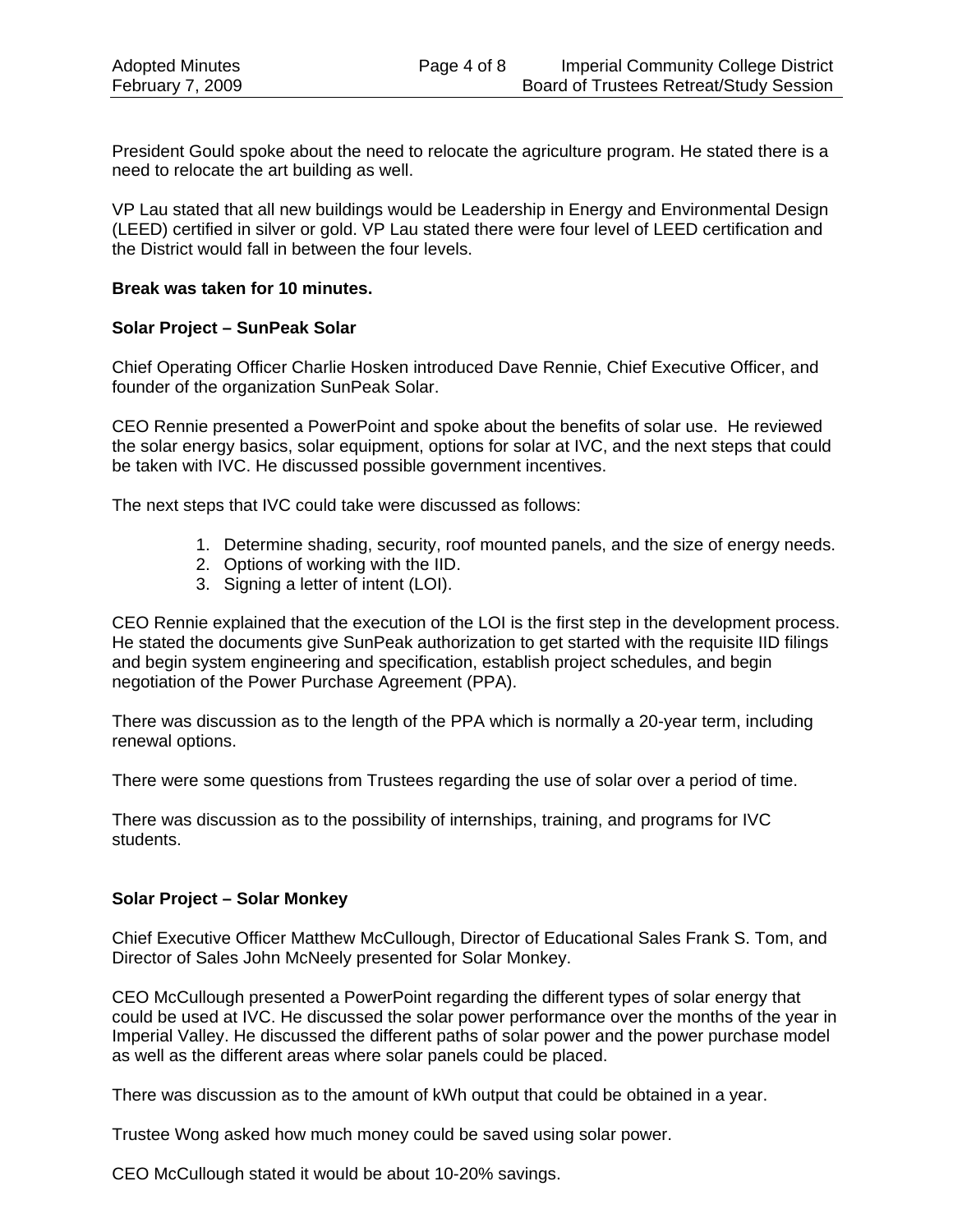President Gould spoke about the need to relocate the agriculture program. He stated there is a need to relocate the art building as well.

VP Lau stated that all new buildings would be Leadership in Energy and Environmental Design (LEED) certified in silver or gold. VP Lau stated there were four level of LEED certification and the District would fall in between the four levels.

**Break was taken for 10 minutes.**

**Solar Project – SunPeak Solar**

Chief Operating Officer Charlie Hosken introduced Dave Rennie, Chief Executive Officer, and founder of the organization SunPeak Solar.

CEO Rennie presented a PowerPoint and spoke about the benefits of solar use. He reviewed the solar energy basics, solar equipment, options for solar at IVC, and the next steps that could be taken with IVC. He discussed possible government incentives.

The next steps that IVC could take were discussed as follows:

1. Determine shading, security, roof mounted panels, and the size of energy needs.
2. Options of working with the IID.
3. Signing a letter of intent (LOI).

CEO Rennie explained that the execution of the LOI is the first step in the development process. He stated the documents give SunPeak authorization to get started with the requisite IID filings and begin system engineering and specification, establish project schedules, and begin negotiation of the Power Purchase Agreement (PPA).

There was discussion as to the length of the PPA which is normally a 20-year term, including renewal options.

There were some questions from Trustees regarding the use of solar over a period of time.

There was discussion as to the possibility of internships, training, and programs for IVC students.

**Solar Project – Solar Monkey**

Chief Executive Officer Matthew McCullough, Director of Educational Sales Frank S. Tom, and Director of Sales John McNeely presented for Solar Monkey.

CEO McCullough presented a PowerPoint regarding the different types of solar energy that could be used at IVC. He discussed the solar power performance over the months of the year in Imperial Valley. He discussed the different paths of solar power and the power purchase model as well as the different areas where solar panels could be placed.

There was discussion as to the amount of kWh output that could be obtained in a year.

Trustee Wong asked how much money could be saved using solar power.

CEO McCullough stated it would be about 10-20% savings.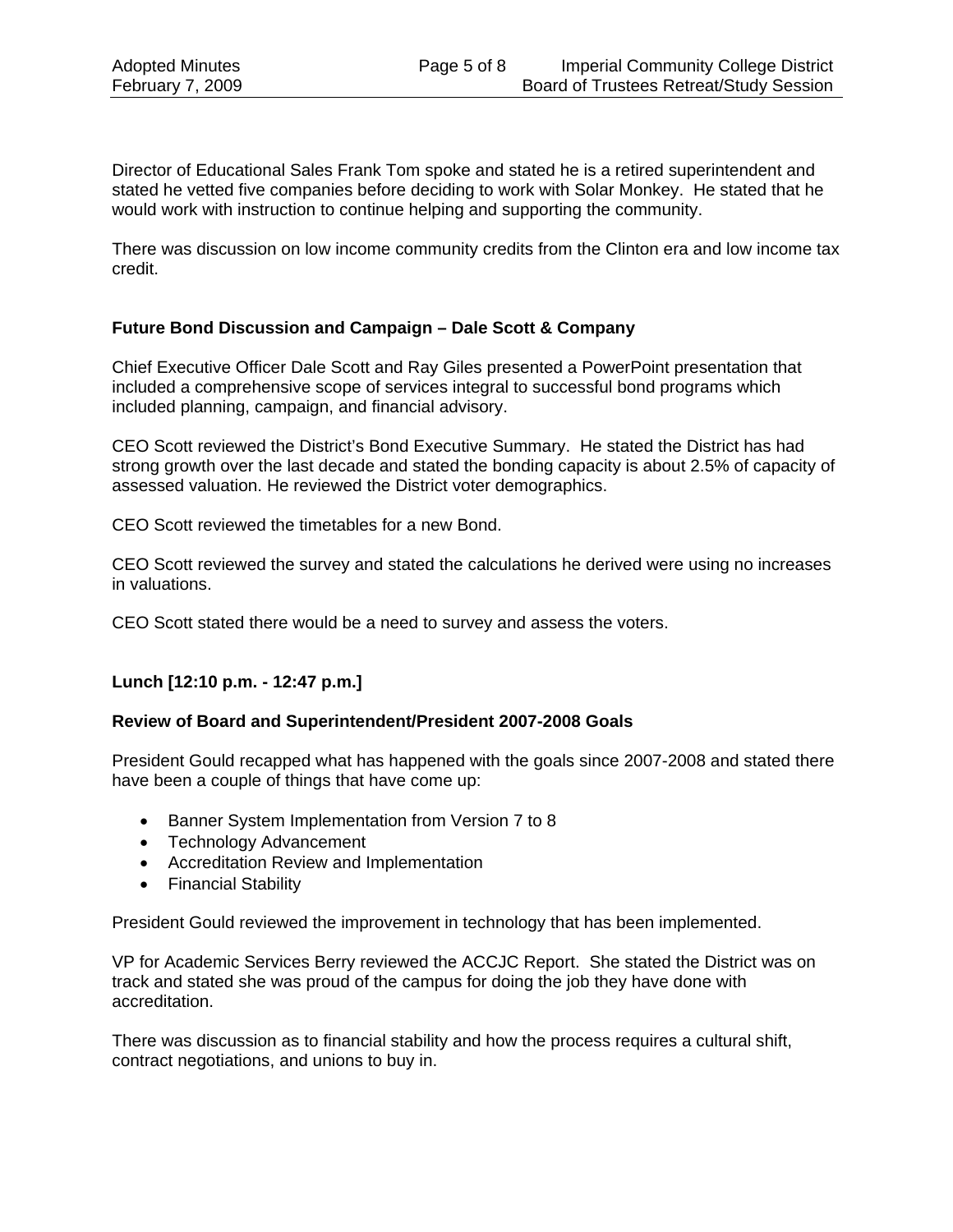Director of Educational Sales Frank Tom spoke and stated he is a retired superintendent and stated he vetted five companies before deciding to work with Solar Monkey. He stated that he would work with instruction to continue helping and supporting the community.

There was discussion on low income community credits from the Clinton era and low income tax credit.

**Future Bond Discussion and Campaign – Dale Scott & Company**

Chief Executive Officer Dale Scott and Ray Giles presented a PowerPoint presentation that included a comprehensive scope of services integral to successful bond programs which included planning, campaign, and financial advisory.

CEO Scott reviewed the District's Bond Executive Summary. He stated the District has had strong growth over the last decade and stated the bonding capacity is about 2.5% of capacity of assessed valuation. He reviewed the District voter demographics.

CEO Scott reviewed the timetables for a new Bond.

CEO Scott reviewed the survey and stated the calculations he derived were using no increases in valuations.

CEO Scott stated there would be a need to survey and assess the voters.

**Lunch [12:10 p.m. - 12:47 p.m.]**

**Review of Board and Superintendent/President 2007-2008 Goals**

President Gould recapped what has happened with the goals since 2007-2008 and stated there have been a couple of things that have come up:

- Banner System Implementation from Version 7 to 8
- Technology Advancement
- Accreditation Review and Implementation
- Financial Stability

President Gould reviewed the improvement in technology that has been implemented.

VP for Academic Services Berry reviewed the ACCJC Report. She stated the District was on track and stated she was proud of the campus for doing the job they have done with accreditation.

There was discussion as to financial stability and how the process requires a cultural shift, contract negotiations, and unions to buy in.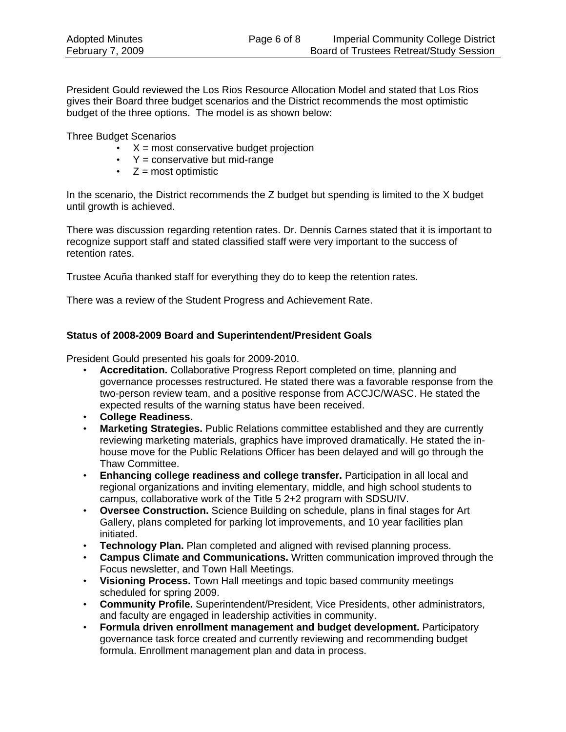President Gould reviewed the Los Rios Resource Allocation Model and stated that Los Rios gives their Board three budget scenarios and the District recommends the most optimistic budget of the three options. The model is as shown below:

Three Budget Scenarios

- X = most conservative budget projection
- Y = conservative but mid-range
- Z = most optimistic

In the scenario, the District recommends the Z budget but spending is limited to the X budget until growth is achieved.

There was discussion regarding retention rates. Dr. Dennis Carnes stated that it is important to recognize support staff and stated classified staff were very important to the success of retention rates.

Trustee Acuña thanked staff for everything they do to keep the retention rates.

There was a review of the Student Progress and Achievement Rate.

**Status of 2008-2009 Board and Superintendent/President Goals**

President Gould presented his goals for 2009-2010.

- **Accreditation.** Collaborative Progress Report completed on time, planning and governance processes restructured. He stated there was a favorable response from the two-person review team, and a positive response from ACCJC/WASC. He stated the expected results of the warning status have been received.
- **College Readiness.**
- **Marketing Strategies.** Public Relations committee established and they are currently reviewing marketing materials, graphics have improved dramatically. He stated the in-house move for the Public Relations Officer has been delayed and will go through the Thaw Committee.
- **Enhancing college readiness and college transfer.** Participation in all local and regional organizations and inviting elementary, middle, and high school students to campus, collaborative work of the Title 5 2+2 program with SDSU/IV.
- **Oversee Construction.** Science Building on schedule, plans in final stages for Art Gallery, plans completed for parking lot improvements, and 10 year facilities plan initiated.
- **Technology Plan.** Plan completed and aligned with revised planning process.
- **Campus Climate and Communications.** Written communication improved through the Focus newsletter, and Town Hall Meetings.
- **Visioning Process.** Town Hall meetings and topic based community meetings scheduled for spring 2009.
- **Community Profile.** Superintendent/President, Vice Presidents, other administrators, and faculty are engaged in leadership activities in community.
- **Formula driven enrollment management and budget development.** Participatory governance task force created and currently reviewing and recommending budget formula. Enrollment management plan and data in process.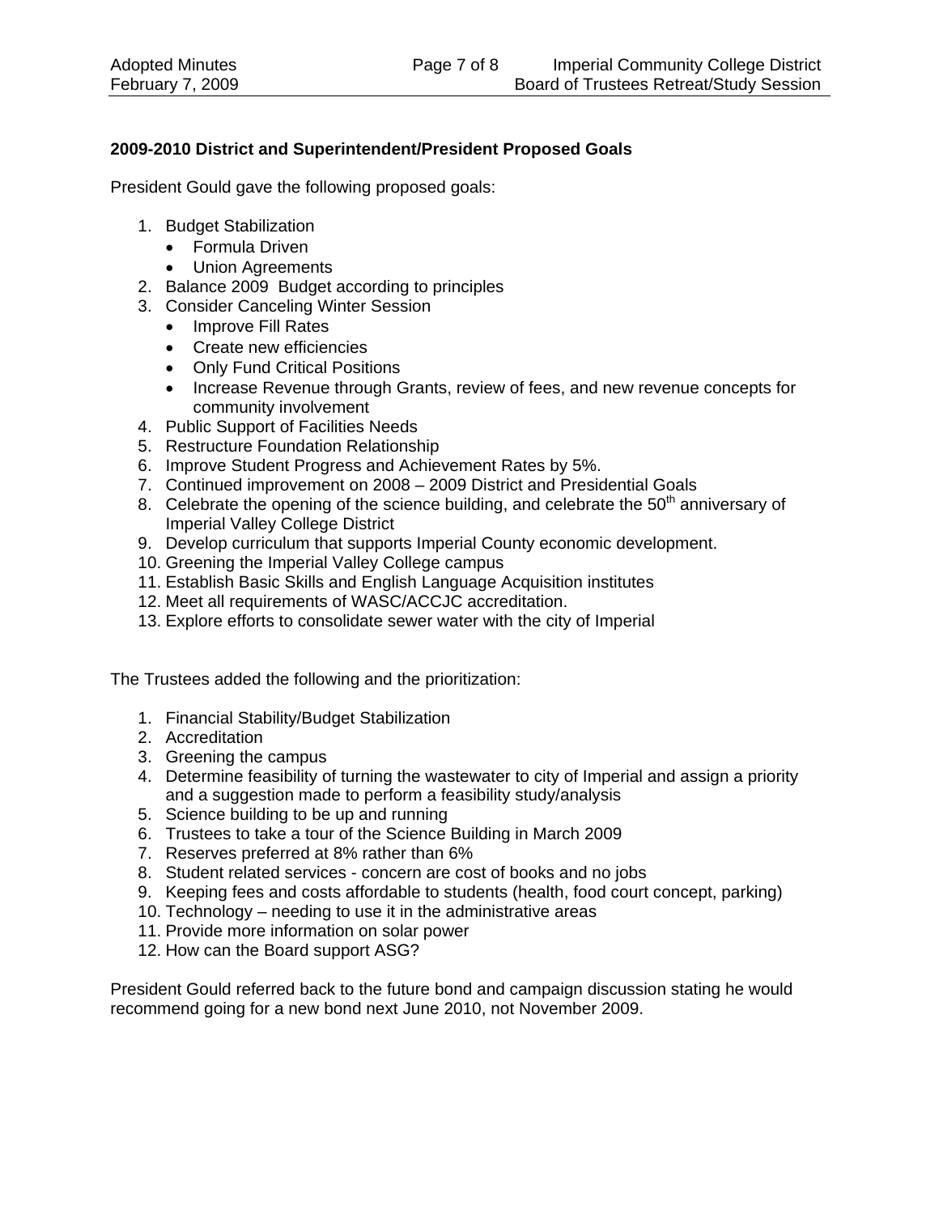**2009-2010 District and Superintendent/President Proposed Goals**

President Gould gave the following proposed goals:

1. Budget Stabilization
   - Formula Driven
   - Union Agreements
2. Balance 2009 Budget according to principles
3. Consider Canceling Winter Session
   - Improve Fill Rates
   - Create new efficiencies
   - Only Fund Critical Positions
   - Increase Revenue through Grants, review of fees, and new revenue concepts for community involvement
4. Public Support of Facilities Needs
5. Restructure Foundation Relationship
6. Improve Student Progress and Achievement Rates by 5%.
7. Continued improvement on 2008 – 2009 District and Presidential Goals
8. Celebrate the opening of the science building, and celebrate the 50th anniversary of Imperial Valley College District
9. Develop curriculum that supports Imperial County economic development.
10. Greening the Imperial Valley College campus
11. Establish Basic Skills and English Language Acquisition institutes
12. Meet all requirements of WASC/ACCJC accreditation.
13. Explore efforts to consolidate sewer water with the city of Imperial

The Trustees added the following and the prioritization:

1. Financial Stability/Budget Stabilization
2. Accreditation
3. Greening the campus
4. Determine feasibility of turning the wastewater to city of Imperial and assign a priority and a suggestion made to perform a feasibility study/analysis
5. Science building to be up and running
6. Trustees to take a tour of the Science Building in March 2009
7. Reserves preferred at 8% rather than 6%
8. Student related services - concern are cost of books and no jobs
9. Keeping fees and costs affordable to students (health, food court concept, parking)
10. Technology – needing to use it in the administrative areas
11. Provide more information on solar power
12. How can the Board support ASG?

President Gould referred back to the future bond and campaign discussion stating he would recommend going for a new bond next June 2010, not November 2009.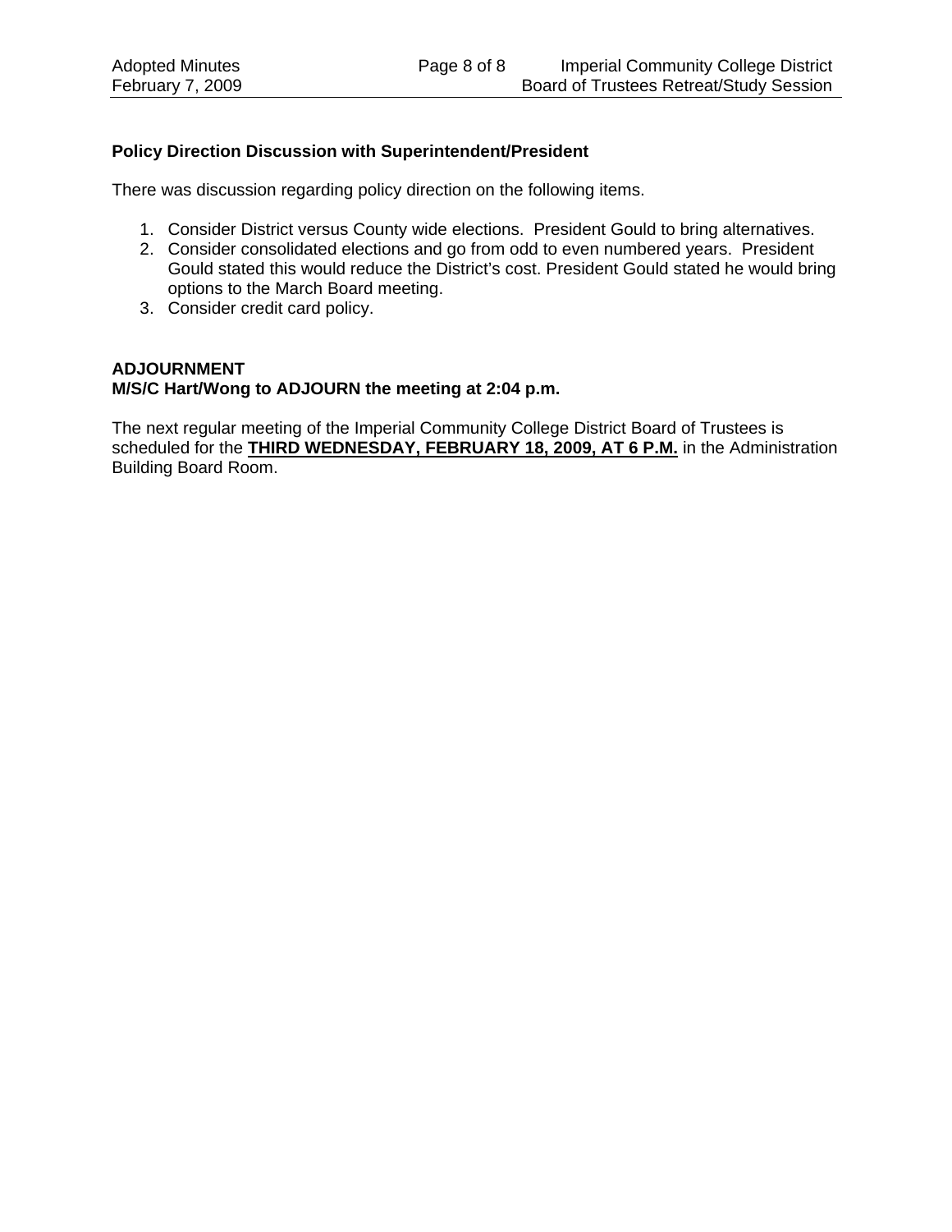**Policy Direction Discussion with Superintendent/President**

There was discussion regarding policy direction on the following items.

1. Consider District versus County wide elections. President Gould to bring alternatives.
2. Consider consolidated elections and go from odd to even numbered years. President Gould stated this would reduce the District's cost. President Gould stated he would bring options to the March Board meeting.
3. Consider credit card policy.

**ADJOURNMENT**
**M/S/C Hart/Wong to ADJOURN the meeting at 2:04 p.m.**

The next regular meeting of the Imperial Community College District Board of Trustees is scheduled for the **THIRD WEDNESDAY, FEBRUARY 18, 2009, AT 6 P.M.** in the Administration Building Board Room.